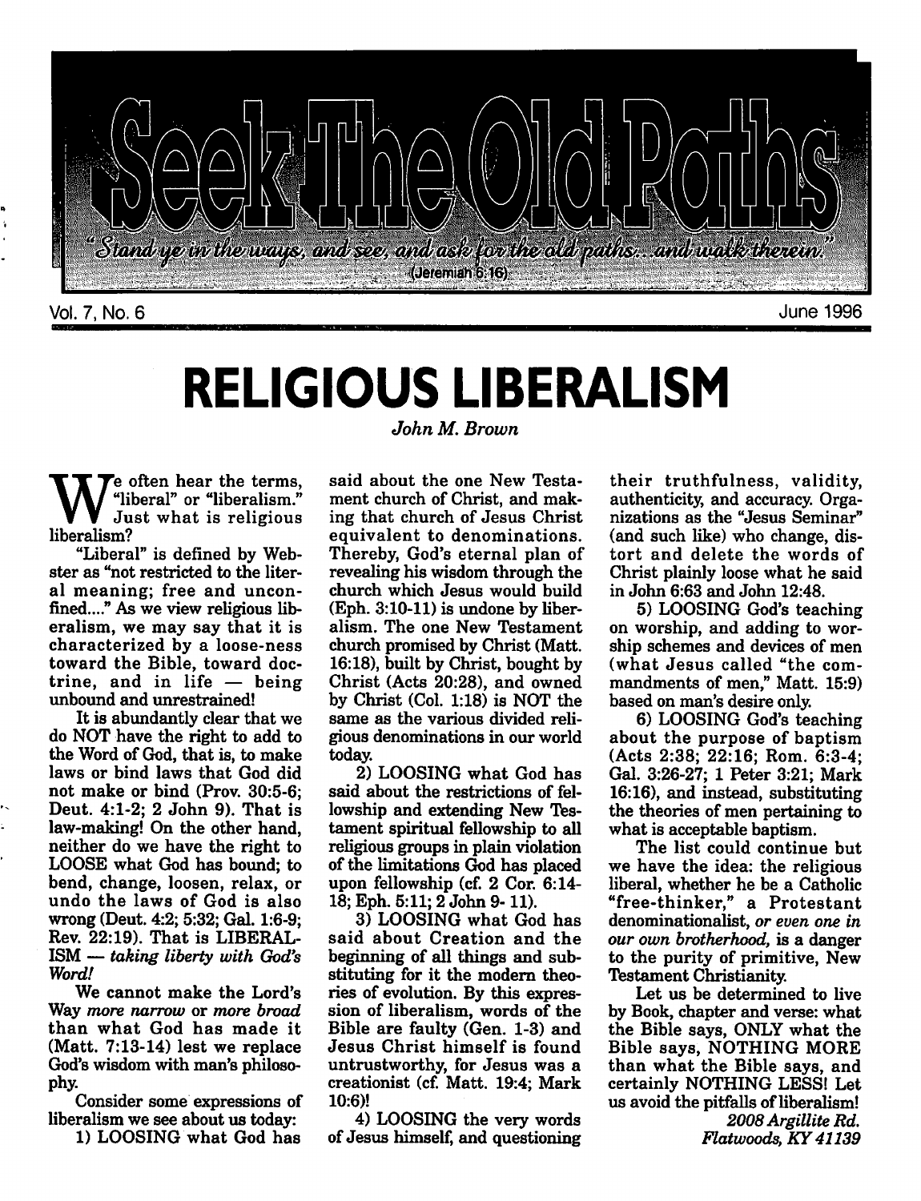# Seek The Old Paths

"Stand ye in the ways, and see, and ask for the old paths... and walk therein." (Jeremiah 6:16)

Vol. 7, No. 6 June 1996

# RELIGIOUS LIBERALISM

*John M. Brown*

We often hear the terms, "liberal" or "liberalism." Just what is religious liberalism?

"Liberal" is defined by Webster as "not restricted to the literal meaning; free and unconfined...." As we view religious liberalism, we may say that it is characterized by a loose-ness toward the Bible, toward doctrine, and in life — being unbound and unrestrained!

It is abundantly clear that we do NOT have the right to add to the Word of God, that is, to make laws or bind laws that God did not make or bind (Prov. 30:5-6; Deut. 4:1-2; 2 John 9). That is law-making! On the other hand, neither do we have the right to LOOSE what God has bound; to bend, change, loosen, relax, or undo the laws of God is also wrong (Deut. 4:2; 5:32; Gal. 1:6-9; Rev. 22:19). That is LIBERALISM — *taking liberty with God's Word!*

We cannot make the Lord's Way *more narrow* or *more broad* than what God has made it (Matt. 7:13-14) lest we replace God's wisdom with man's philosophy.

Consider some expressions of liberalism we see about us today:

1) LOOSING what God has said about the one New Testament church of Christ, and making that church of Jesus Christ equivalent to denominations. Thereby, God's eternal plan of revealing his wisdom through the church which Jesus would build (Eph. 3:10-11) is undone by liberalism. The one New Testament church promised by Christ (Matt. 16:18), built by Christ, bought by Christ (Acts 20:28), and owned by Christ (Col. 1:18) is NOT the same as the various divided religious denominations in our world today.

2) LOOSING what God has said about the restrictions of fellowship and extending New Testament spiritual fellowship to all religious groups in plain violation of the limitations God has placed upon fellowship (cf. 2 Cor. 6:14-18; Eph. 5:11; 2 John 9-11).

3) LOOSING what God has said about Creation and the beginning of all things and substituting for it the modern theories of evolution. By this expression of liberalism, words of the Bible are faulty (Gen. 1-3) and Jesus Christ himself is found untrustworthy, for Jesus was a creationist (cf. Matt. 19:4; Mark 10:6)!

4) LOOSING the very words of Jesus himself, and questioning their truthfulness, validity, authenticity, and accuracy. Organizations as the "Jesus Seminar" (and such like) who change, distort and delete the words of Christ plainly loose what he said in John 6:63 and John 12:48.

5) LOOSING God's teaching on worship, and adding to worship schemes and devices of men (what Jesus called "the commandments of men," Matt. 15:9) based on man's desire only.

6) LOOSING God's teaching about the purpose of baptism (Acts 2:38; 22:16; Rom. 6:3-4; Gal. 3:26-27; 1 Peter 3:21; Mark 16:16), and instead, substituting the theories of men pertaining to what is acceptable baptism.

The list could continue but we have the idea: the religious liberal, whether he be a Catholic "free-thinker," a Protestant denominationalist, *or even one in our own brotherhood,* is a danger to the purity of primitive, New Testament Christianity.

Let us be determined to live by Book, chapter and verse: what the Bible says, ONLY what the Bible says, NOTHING MORE than what the Bible says, and certainly NOTHING LESS! Let us avoid the pitfalls of liberalism!

*2008 Argillite Rd.*
*Flatwoods, KY 41139*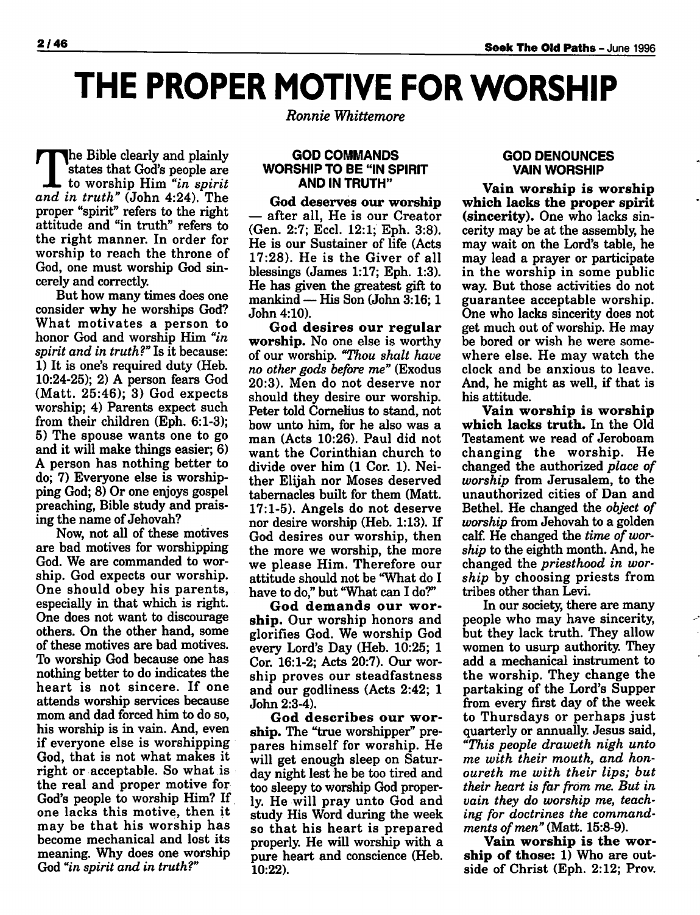# THE PROPER MOTIVE FOR WORSHIP

*Ronnie Whittemore*

The Bible clearly and plainly states that God's people are to worship Him *"in spirit and in truth"* (John 4:24). The proper "spirit" refers to the right attitude and "in truth" refers to the right manner. In order for worship to reach the throne of God, one must worship God sincerely and correctly.

But how many times does one consider **why** he worships God? What motivates a person to honor God and worship Him *"in spirit and in truth?"* Is it because: 1) It is one's required duty (Heb. 10:24-25); 2) A person fears God (Matt. 25:46); 3) God expects worship; 4) Parents expect such from their children (Eph. 6:1-3); 5) The spouse wants one to go and it will make things easier; 6) A person has nothing better to do; 7) Everyone else is worshipping God; 8) Or one enjoys gospel preaching, Bible study and praising the name of Jehovah?

Now, not all of these motives are bad motives for worshipping God. We are commanded to worship. God expects our worship. One should obey his parents, especially in that which is right. One does not want to discourage others. On the other hand, some of these motives are bad motives. To worship God because one has nothing better to do indicates the heart is not sincere. If one attends worship services because mom and dad forced him to do so, his worship is in vain. And, even if everyone else is worshipping God, that is not what makes it right or acceptable. So what is the real and proper motive for God's people to worship Him? If one lacks this motive, then it may be that his worship has become mechanical and lost its meaning. Why does one worship God *"in spirit and in truth?"*

## GOD COMMANDS WORSHIP TO BE "IN SPIRIT AND IN TRUTH"

**God deserves our worship** — after all, He is our Creator (Gen. 2:7; Eccl. 12:1; Eph. 3:8). He is our Sustainer of life (Acts 17:28). He is the Giver of all blessings (James 1:17; Eph. 1:3). He has given the greatest gift to mankind — His Son (John 3:16; 1 John 4:10).

**God desires our regular worship.** No one else is worthy of our worship. *"Thou shalt have no other gods before me"* (Exodus 20:3). Men do not deserve nor should they desire our worship. Peter told Cornelius to stand, not bow unto him, for he also was a man (Acts 10:26). Paul did not want the Corinthian church to divide over him (1 Cor. 1). Neither Elijah nor Moses deserved tabernacles built for them (Matt. 17:1-5). Angels do not deserve nor desire worship (Heb. 1:13). If God desires our worship, then the more we worship, the more we please Him. Therefore our attitude should not be "What do I have to do," but "What can I do?"

**God demands our worship.** Our worship honors and glorifies God. We worship God every Lord's Day (Heb. 10:25; 1 Cor. 16:1-2; Acts 20:7). Our worship proves our steadfastness and our godliness (Acts 2:42; 1 John 2:3-4).

**God describes our worship.** The "true worshipper" prepares himself for worship. He will get enough sleep on Saturday night lest he be too tired and too sleepy to worship God properly. He will pray unto God and study His Word during the week so that his heart is prepared properly. He will worship with a pure heart and conscience (Heb. 10:22).

## GOD DENOUNCES VAIN WORSHIP

**Vain worship is worship which lacks the proper spirit (sincerity).** One who lacks sincerity may be at the assembly, he may wait on the Lord's table, he may lead a prayer or participate in the worship in some public way. But those activities do not guarantee acceptable worship. One who lacks sincerity does not get much out of worship. He may be bored or wish he were somewhere else. He may watch the clock and be anxious to leave. And, he might as well, if that is his attitude.

**Vain worship is worship which lacks truth.** In the Old Testament we read of Jeroboam changing the worship. He changed the authorized *place of worship* from Jerusalem, to the unauthorized cities of Dan and Bethel. He changed the *object of worship* from Jehovah to a golden calf. He changed the *time of worship* to the eighth month. And, he changed the *priesthood in worship* by choosing priests from tribes other than Levi.

In our society, there are many people who may have sincerity, but they lack truth. They allow women to usurp authority. They add a mechanical instrument to the worship. They change the partaking of the Lord's Supper from every first day of the week to Thursdays or perhaps just quarterly or annually. Jesus said, *"This people draweth nigh unto me with their mouth, and honoureth me with their lips; but their heart is far from me. But in vain they do worship me, teaching for doctrines the commandments of men"* (Matt. 15:8-9).

**Vain worship is the worship of those:** 1) Who are outside of Christ (Eph. 2:12; Prov.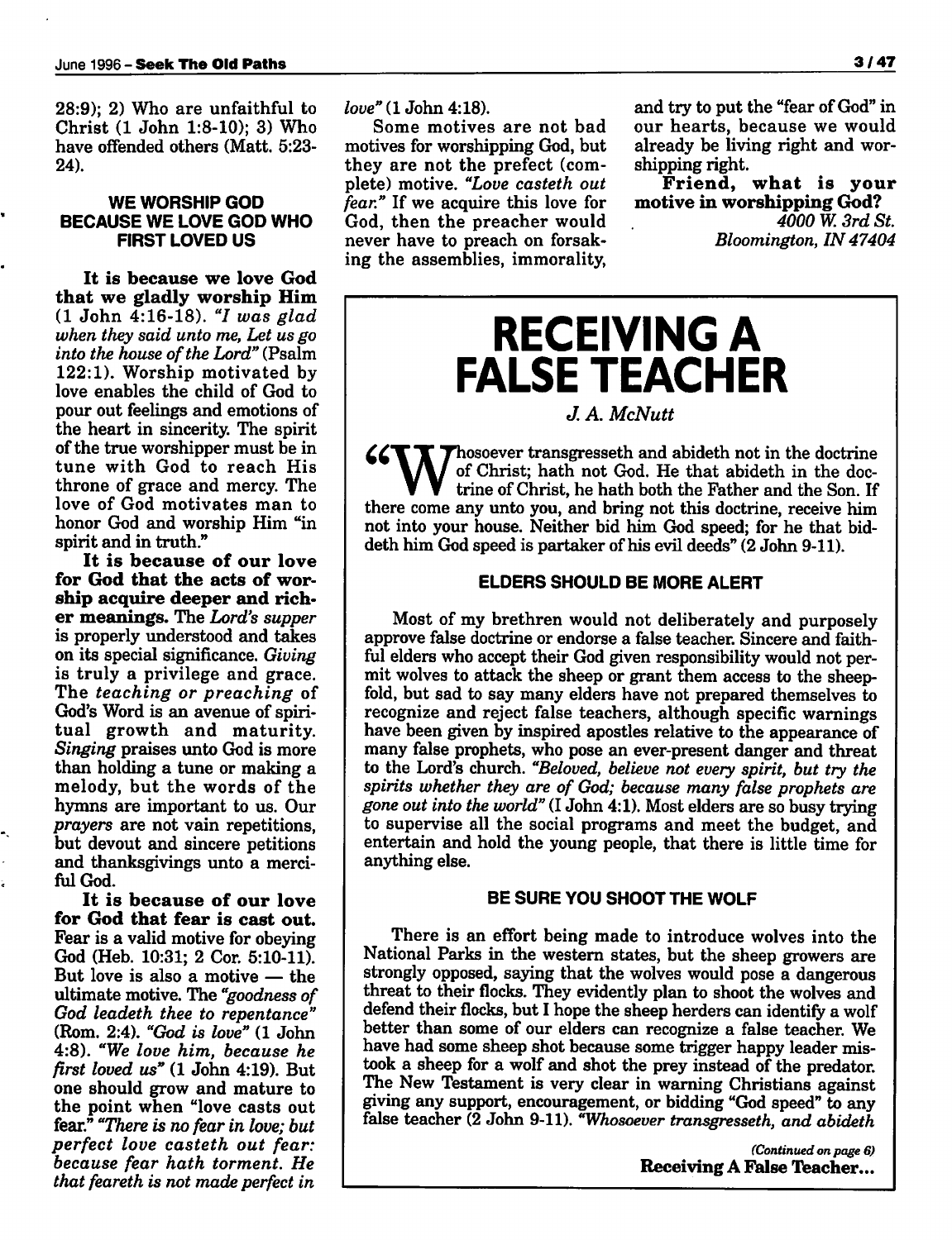28:9); 2) Who are unfaithful to Christ (1 John 1:8-10); 3) Who have offended others (Matt. 5:23-24).

### WE WORSHIP GOD BECAUSE WE LOVE GOD WHO FIRST LOVED US

**It is because we love God that we gladly worship Him** (1 John 4:16-18). *"I was glad when they said unto me, Let us go into the house of the Lord"* (Psalm 122:1). Worship motivated by love enables the child of God to pour out feelings and emotions of the heart in sincerity. The spirit of the true worshipper must be in tune with God to reach His throne of grace and mercy. The love of God motivates man to honor God and worship Him "in spirit and in truth."

**It is because of our love for God that the acts of worship acquire deeper and richer meanings.** The *Lord's supper* is properly understood and takes on its special significance. *Giving* is truly a privilege and grace. The *teaching or preaching* of God's Word is an avenue of spiritual growth and maturity. *Singing* praises unto God is more than holding a tune or making a melody, but the words of the hymns are important to us. Our *prayers* are not vain repetitions, but devout and sincere petitions and thanksgivings unto a merciful God.

**It is because of our love for God that fear is cast out.** Fear is a valid motive for obeying God (Heb. 10:31; 2 Cor. 5:10-11). But love is also a motive — the ultimate motive. The *"goodness of God leadeth thee to repentance"* (Rom. 2:4). *"God is love"* (1 John 4:8). *"We love him, because he first loved us"* (1 John 4:19). But one should grow and mature to the point when "love casts out fear." *"There is no fear in love; but perfect love casteth out fear: because fear hath torment. He that feareth is not made perfect in love"* (1 John 4:18).

Some motives are not bad motives for worshipping God, but they are not the prefect (complete) motive. *"Love casteth out fear."* If we acquire this love for God, then the preacher would never have to preach on forsaking the assemblies, immorality, and try to put the "fear of God" in our hearts, because we would already be living right and worshipping right.

**Friend, what is your motive in worshipping God?**

*4000 W. 3rd St.*
*Bloomington, IN 47404*

# RECEIVING A FALSE TEACHER

*J. A. McNutt*

"Whosoever transgresseth and abideth not in the doctrine of Christ; hath not God. He that abideth in the doctrine of Christ, he hath both the Father and the Son. If there come any unto you, and bring not this doctrine, receive him not into your house. Neither bid him God speed; for he that biddeth him God speed is partaker of his evil deeds" (2 John 9-11).

### ELDERS SHOULD BE MORE ALERT

Most of my brethren would not deliberately and purposely approve false doctrine or endorse a false teacher. Sincere and faithful elders who accept their God given responsibility would not permit wolves to attack the sheep or grant them access to the sheepfold, but sad to say many elders have not prepared themselves to recognize and reject false teachers, although specific warnings have been given by inspired apostles relative to the appearance of many false prophets, who pose an ever-present danger and threat to the Lord's church. *"Beloved, believe not every spirit, but try the spirits whether they are of God; because many false prophets are gone out into the world"* (I John 4:1). Most elders are so busy trying to supervise all the social programs and meet the budget, and entertain and hold the young people, that there is little time for anything else.

### BE SURE YOU SHOOT THE WOLF

There is an effort being made to introduce wolves into the National Parks in the western states, but the sheep growers are strongly opposed, saying that the wolves would pose a dangerous threat to their flocks. They evidently plan to shoot the wolves and defend their flocks, but I hope the sheep herders can identify a wolf better than some of our elders can recognize a false teacher. We have had some sheep shot because some trigger happy leader mistook a sheep for a wolf and shot the prey instead of the predator. The New Testament is very clear in warning Christians against giving any support, encouragement, or bidding "God speed" to any false teacher (2 John 9-11). *"Whosoever transgresseth, and abideth*

*(Continued on page 6)*
**Receiving A False Teacher...**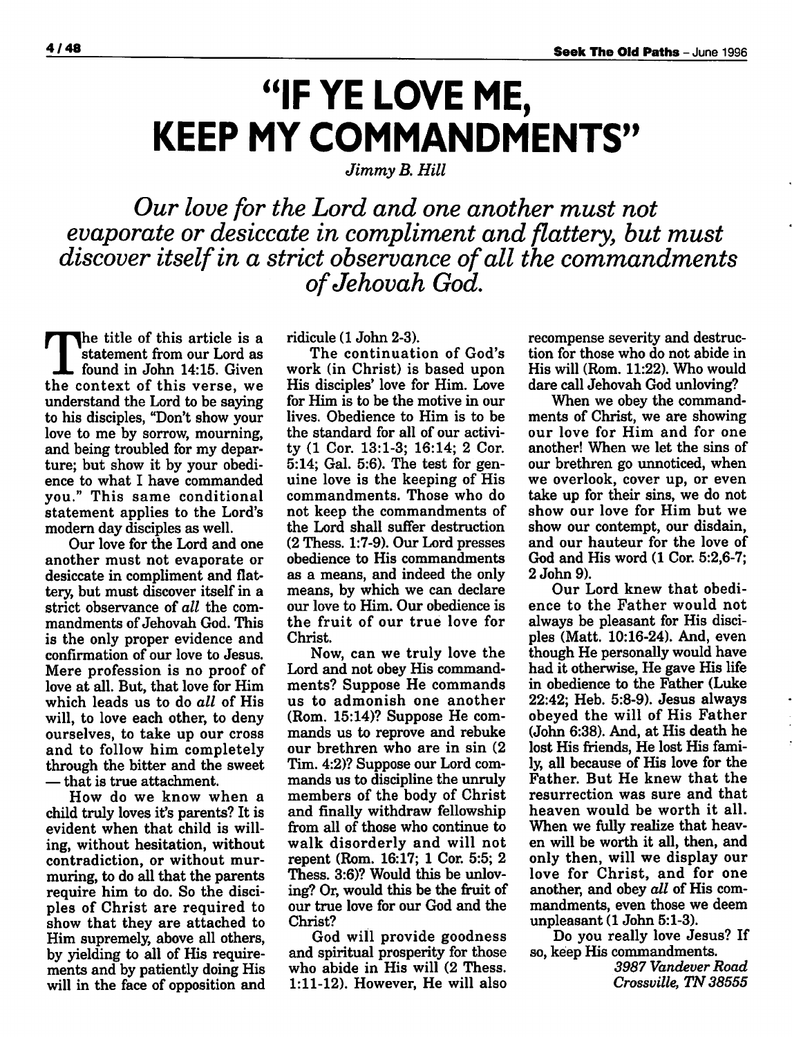# "IF YE LOVE ME, KEEP MY COMMANDMENTS"

*Jimmy B. Hill*

*Our love for the Lord and one another must not evaporate or desiccate in compliment and flattery, but must discover itself in a strict observance of all the commandments of Jehovah God.*

The title of this article is a statement from our Lord as found in John 14:15. Given the context of this verse, we understand the Lord to be saying to his disciples, "Don't show your love to me by sorrow, mourning, and being troubled for my departure; but show it by your obedience to what I have commanded you." This same conditional statement applies to the Lord's modern day disciples as well.

Our love for the Lord and one another must not evaporate or desiccate in compliment and flattery, but must discover itself in a strict observance of *all* the commandments of Jehovah God. This is the only proper evidence and confirmation of our love to Jesus. Mere profession is no proof of love at all. But, that love for Him which leads us to do *all* of His will, to love each other, to deny ourselves, to take up our cross and to follow him completely through the bitter and the sweet — that is true attachment.

How do we know when a child truly loves it's parents? It is evident when that child is willing, without hesitation, without contradiction, or without murmuring, to do all that the parents require him to do. So the disciples of Christ are required to show that they are attached to Him supremely, above all others, by yielding to all of His requirements and by patiently doing His will in the face of opposition and ridicule (1 John 2-3).

The continuation of God's work (in Christ) is based upon His disciples' love for Him. Love for Him is to be the motive in our lives. Obedience to Him is to be the standard for all of our activity (1 Cor. 13:1-3; 16:14; 2 Cor. 5:14; Gal. 5:6). The test for genuine love is the keeping of His commandments. Those who do not keep the commandments of the Lord shall suffer destruction (2 Thess. 1:7-9). Our Lord presses obedience to His commandments as a means, and indeed the only means, by which we can declare our love to Him. Our obedience is the fruit of our true love for Christ.

Now, can we truly love the Lord and not obey His commandments? Suppose He commands us to admonish one another (Rom. 15:14)? Suppose He commands us to reprove and rebuke our brethren who are in sin (2 Tim. 4:2)? Suppose our Lord commands us to discipline the unruly members of the body of Christ and finally withdraw fellowship from all of those who continue to walk disorderly and will not repent (Rom. 16:17; 1 Cor. 5:5; 2 Thess. 3:6)? Would this be unloving? Or, would this be the fruit of our true love for our God and the Christ?

God will provide goodness and spiritual prosperity for those who abide in His will (2 Thess. 1:11-12). However, He will also recompense severity and destruction for those who do not abide in His will (Rom. 11:22). Who would dare call Jehovah God unloving?

When we obey the commandments of Christ, we are showing our love for Him and for one another! When we let the sins of our brethren go unnoticed, when we overlook, cover up, or even take up for their sins, we do not show our love for Him but we show our contempt, our disdain, and our hauteur for the love of God and His word (1 Cor. 5:2,6-7; 2 John 9).

Our Lord knew that obedience to the Father would not always be pleasant for His disciples (Matt. 10:16-24). And, even though He personally would have had it otherwise, He gave His life in obedience to the Father (Luke 22:42; Heb. 5:8-9). Jesus always obeyed the will of His Father (John 6:38). And, at His death he lost His friends, He lost His family, all because of His love for the Father. But He knew that the resurrection was sure and that heaven would be worth it all. When we fully realize that heaven will be worth it all, then, and only then, will we display our love for Christ, and for one another, and obey *all* of His commandments, even those we deem unpleasant (1 John 5:1-3).

Do you really love Jesus? If so, keep His commandments.

*3987 Vandever Road*
*Crossville, TN 38555*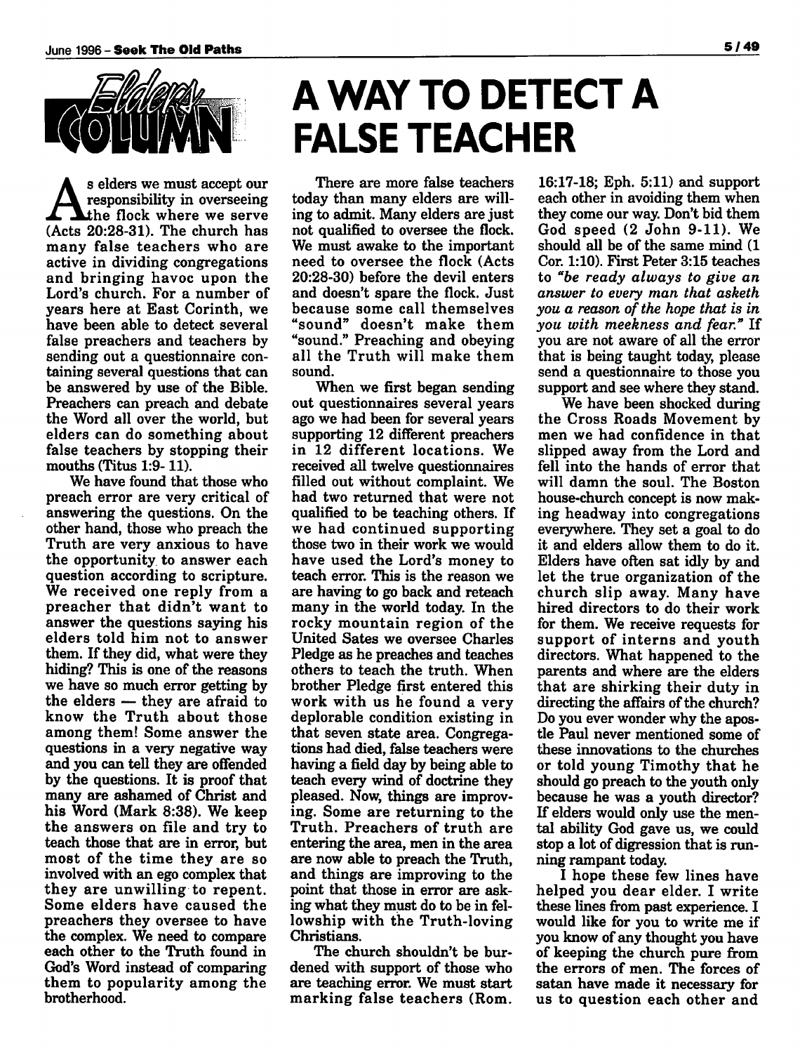Elders' Column

# A WAY TO DETECT A FALSE TEACHER

As elders we must accept our responsibility in overseeing the flock where we serve (Acts 20:28-31). The church has many false teachers who are active in dividing congregations and bringing havoc upon the Lord's church. For a number of years here at East Corinth, we have been able to detect several false preachers and teachers by sending out a questionnaire containing several questions that can be answered by use of the Bible. Preachers can preach and debate the Word all over the world, but elders can do something about false teachers by stopping their mouths (Titus 1:9- 11).

We have found that those who preach error are very critical of answering the questions. On the other hand, those who preach the Truth are very anxious to have the opportunity to answer each question according to scripture. We received one reply from a preacher that didn't want to answer the questions saying his elders told him not to answer them. If they did, what were they hiding? This is one of the reasons we have so much error getting by the elders — they are afraid to know the Truth about those among them! Some answer the questions in a very negative way and you can tell they are offended by the questions. It is proof that many are ashamed of Christ and his Word (Mark 8:38). We keep the answers on file and try to teach those that are in error, but most of the time they are so involved with an ego complex that they are unwilling to repent. Some elders have caused the preachers they oversee to have the complex. We need to compare each other to the Truth found in God's Word instead of comparing them to popularity among the brotherhood.

There are more false teachers today than many elders are willing to admit. Many elders are just not qualified to oversee the flock. We must awake to the important need to oversee the flock (Acts 20:28-30) before the devil enters and doesn't spare the flock. Just because some call themselves "sound" doesn't make them "sound." Preaching and obeying all the Truth will make them sound.

When we first began sending out questionnaires several years ago we had been for several years supporting 12 different preachers in 12 different locations. We received all twelve questionnaires filled out without complaint. We had two returned that were not qualified to be teaching others. If we had continued supporting those two in their work we would have used the Lord's money to teach error. This is the reason we are having to go back and reteach many in the world today. In the rocky mountain region of the United Sates we oversee Charles Pledge as he preaches and teaches others to teach the truth. When brother Pledge first entered this work with us he found a very deplorable condition existing in that seven state area. Congregations had died, false teachers were having a field day by being able to teach every wind of doctrine they pleased. Now, things are improving. Some are returning to the Truth. Preachers of truth are entering the area, men in the area are now able to preach the Truth, and things are improving to the point that those in error are asking what they must do to be in fellowship with the Truth-loving Christians.

The church shouldn't be burdened with support of those who are teaching error. We must start marking false teachers (Rom. 16:17-18; Eph. 5:11) and support each other in avoiding them when they come our way. Don't bid them God speed (2 John 9-11). We should all be of the same mind (1 Cor. 1:10). First Peter 3:15 teaches to *"be ready always to give an answer to every man that asketh you a reason of the hope that is in you with meekness and fear."* If you are not aware of all the error that is being taught today, please send a questionnaire to those you support and see where they stand.

We have been shocked during the Cross Roads Movement by men we had confidence in that slipped away from the Lord and fell into the hands of error that will damn the soul. The Boston house-church concept is now making headway into congregations everywhere. They set a goal to do it and elders allow them to do it. Elders have often sat idly by and let the true organization of the church slip away. Many have hired directors to do their work for them. We receive requests for support of interns and youth directors. What happened to the parents and where are the elders that are shirking their duty in directing the affairs of the church? Do you ever wonder why the apostle Paul never mentioned some of these innovations to the churches or told young Timothy that he should go preach to the youth only because he was a youth director? If elders would only use the mental ability God gave us, we could stop a lot of digression that is running rampant today.

I hope these few lines have helped you dear elder. I write these lines from past experience. I would like for you to write me if you know of any thought you have of keeping the church pure from the errors of men. The forces of satan have made it necessary for us to question each other and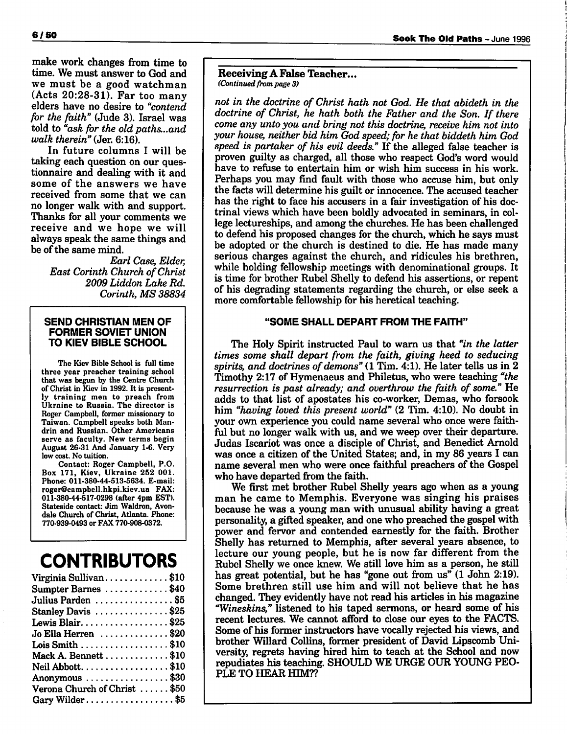make work changes from time to time. We must answer to God and we must be a good watchman (Acts 20:28-31). Far too many elders have no desire to *"contend for the faith"* (Jude 3). Israel was told to *"ask for the old paths...and walk therein"* (Jer. 6:16).

In future columns I will be taking each question on our questionnaire and dealing with it and some of the answers we have received from some that we can no longer walk with and support. Thanks for all your comments we receive and we hope we will always speak the same things and be of the same mind.

*Earl Case, Elder,*
*East Corinth Church of Christ*
*2009 Liddon Lake Rd.*
*Corinth, MS 38834*

### SEND CHRISTIAN MEN OF FORMER SOVIET UNION TO KIEV BIBLE SCHOOL

The Kiev Bible School is full time three year preacher training school that was begun by the Centre Church of Christ in Kiev in 1992. It is presently training men to preach from Ukraine to Russia. The director is Roger Campbell, former missionary to Taiwan. Campbell speaks both Mandrin and Russian. Other Americans serve as faculty. New terms begin August 26-31 And January 1-6. Very low cost. No tuition.

Contact: Roger Campbell, P.O. Box 171, Kiev, Ukraine 252 001. Phone: 011-380-44-513-5634. E-mail: roger@campbell.hkpi.kiev.ua FAX: 011-380-44-517-0298 (after 4pm EST). Stateside contact: Jim Waldron, Avondale Church of Christ, Atlanta. Phone: 770-939-0493 or FAX 770-908-0372.

## CONTRIBUTORS

| | |
|---|---|
| Virginia Sullivan | $10 |
| Sumpter Barnes | $40 |
| Julius Parden | $5 |
| Stanley Davis | $25 |
| Lewis Blair | $25 |
| Jo Ella Herren | $20 |
| Lois Smith | $10 |
| Mack A. Bennett | $10 |
| Neil Abbott | $10 |
| Anonymous | $30 |
| Verona Church of Christ | $50 |
| Gary Wilder | $5 |

**Receiving A False Teacher...**
*(Continued from page 3)*

*not in the doctrine of Christ hath not God. He that abideth in the doctrine of Christ, he hath both the Father and the Son. If there come any unto you and bring not this doctrine, receive him not into your house, neither bid him God speed; for he that biddeth him God speed is partaker of his evil deeds."* If the alleged false teacher is proven guilty as charged, all those who respect God's word would have to refuse to entertain him or wish him success in his work. Perhaps you may find fault with those who accuse him, but only the facts will determine his guilt or innocence. The accused teacher has the right to face his accusers in a fair investigation of his doctrinal views which have been boldly advocated in seminars, in college lectureships, and among the churches. He has been challenged to defend his proposed changes for the church, which he says must be adopted or the church is destined to die. He has made many serious charges against the church, and ridicules his brethren, while holding fellowship meetings with denominational groups. It is time for brother Rubel Shelly to defend his assertions, or repent of his degrading statements regarding the church, or else seek a more comfortable fellowship for his heretical teaching.

### "SOME SHALL DEPART FROM THE FAITH"

The Holy Spirit instructed Paul to warn us that *"in the latter times some shall depart from the faith, giving heed to seducing spirits, and doctrines of demons"* (1 Tim. 4:1). He later tells us in 2 Timothy 2:17 of Hymenaeus and Philetus, who were teaching *"the resurrection is past already; and overthrow the faith of some."* He adds to that list of apostates his co-worker, Demas, who forsook him *"having loved this present world"* (2 Tim. 4:10). No doubt in your own experience you could name several who once were faithful but no longer walk with us, and we weep over their departure. Judas Iscariot was once a disciple of Christ, and Benedict Arnold was once a citizen of the United States; and, in my 86 years I can name several men who were once faithful preachers of the Gospel who have departed from the faith.

We first met brother Rubel Shelly years ago when as a young man he came to Memphis. Everyone was singing his praises because he was a young man with unusual ability having a great personality, a gifted speaker, and one who preached the gospel with power and fervor and contended earnestly for the faith. Brother Shelly has returned to Memphis, after several years absence, to lecture our young people, but he is now far different from the Rubel Shelly we once knew. We still love him as a person, he still has great potential, but he has "gone out from us" (1 John 2:19). Some brethren still use him and will not believe that he has changed. They evidently have not read his articles in his magazine *"Wineskins,"* listened to his taped sermons, or heard some of his recent lectures. We cannot afford to close our eyes to the FACTS. Some of his former instructors have vocally rejected his views, and brother Willard Collins, former president of David Lipscomb University, regrets having hired him to teach at the School and now repudiates his teaching. SHOULD WE URGE OUR YOUNG PEOPLE TO HEAR HIM??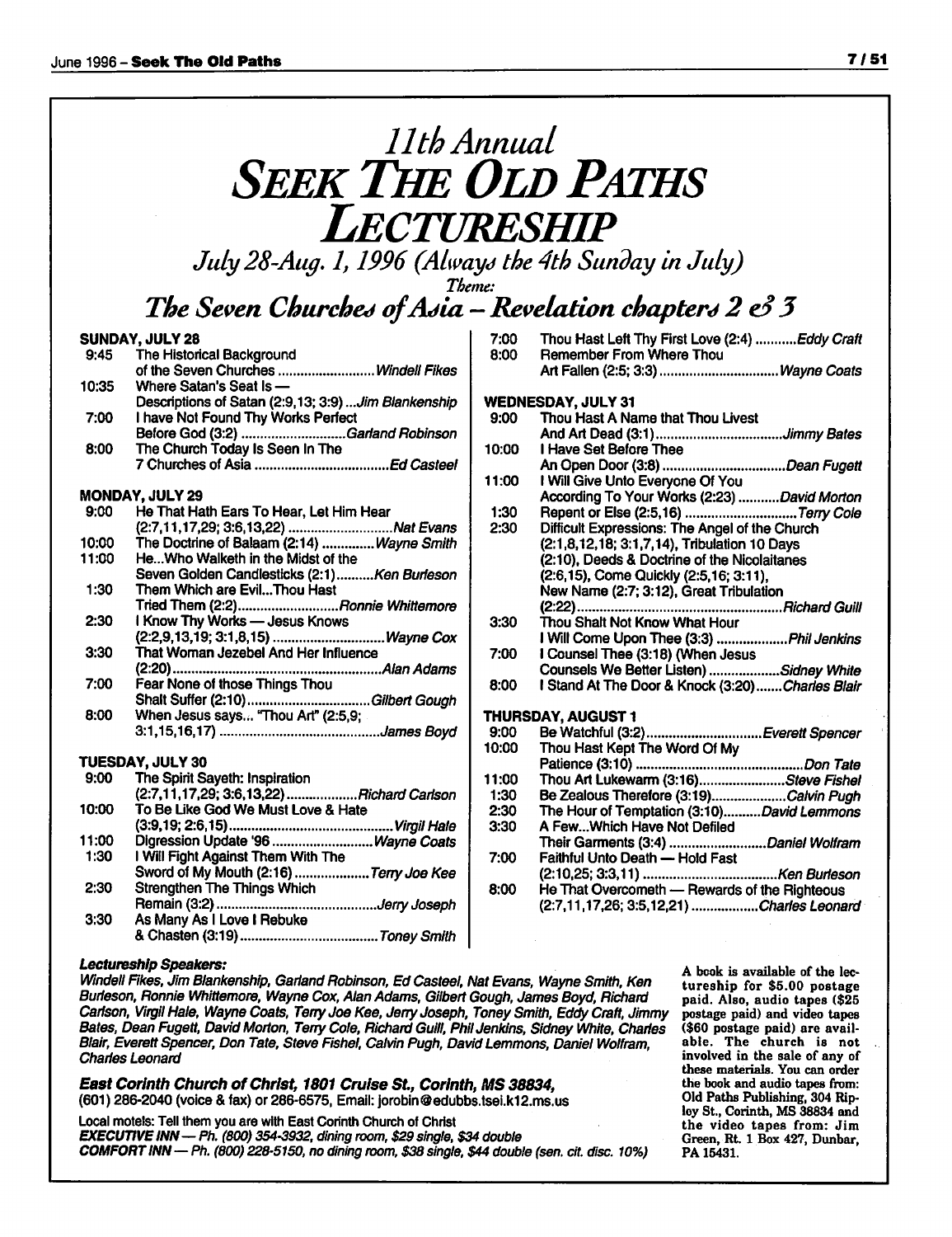# 11th Annual
# SEEK THE OLD PATHS LECTURESHIP

## July 28-Aug. 1, 1996 (Always the 4th Sunday in July)

Theme:

## The Seven Churches of Asia – Revelation chapters 2 & 3

**SUNDAY, JULY 28**

- 9:45 The Historical Background of the Seven Churches .......... *Windell Fikes*
- 10:35 Where Satan's Seat Is — Descriptions of Satan (2:9,13; 3:9) ... *Jim Blankenship*
- 7:00 I have Not Found Thy Works Perfect Before God (3:2) .......... *Garland Robinson*
- 8:00 The Church Today Is Seen In The 7 Churches of Asia .......... *Ed Casteel*

**MONDAY, JULY 29**

- 9:00 He That Hath Ears To Hear, Let Him Hear (2:7,11,17,29; 3:6,13,22) .......... *Nat Evans*
- 10:00 The Doctrine of Balaam (2:14) .......... *Wayne Smith*
- 11:00 He...Who Walketh in the Midst of the Seven Golden Candlesticks (2:1) .......... *Ken Burleson*
- 1:30 Them Which are Evil...Thou Hast Tried Them (2:2) .......... *Ronnie Whittemore*
- 2:30 I Know Thy Works — Jesus Knows (2:2,9,13,19; 3:1,8,15) .......... *Wayne Cox*
- 3:30 That Woman Jezebel And Her Influence (2:20) .......... *Alan Adams*
- 7:00 Fear None of those Things Thou Shalt Suffer (2:10) .......... *Gilbert Gough*
- 8:00 When Jesus says... "Thou Art" (2:5,9; 3:1,15,16,17) .......... *James Boyd*

**TUESDAY, JULY 30**

- 9:00 The Spirit Sayeth: Inspiration (2:7,11,17,29; 3:6,13,22) .......... *Richard Carlson*
- 10:00 To Be Like God We Must Love & Hate (3:9,19; 2:6,15) .......... *Virgil Hale*
- 11:00 Digression Update '96 .......... *Wayne Coats*
- 1:30 I Will Fight Against Them With The Sword of My Mouth (2:16) .......... *Terry Joe Kee*
- 2:30 Strengthen The Things Which Remain (3:2) .......... *Jerry Joseph*
- 3:30 As Many As I Love I Rebuke & Chasten (3:19) .......... *Toney Smith*
- 7:00 Thou Hast Left Thy First Love (2:4) .......... *Eddy Craft*
- 8:00 Remember From Where Thou Art Fallen (2:5; 3:3) .......... *Wayne Coats*

**WEDNESDAY, JULY 31**

- 9:00 Thou Hast A Name that Thou Livest And Art Dead (3:1) .......... *Jimmy Bates*
- 10:00 I Have Set Before Thee An Open Door (3:8) .......... *Dean Fugett*
- 11:00 I Will Give Unto Everyone Of You According To Your Works (2:23) .......... *David Morton*
- 1:30 Repent or Else (2:5,16) .......... *Terry Cole*
- 2:30 Difficult Expressions: The Angel of the Church (2:1,8,12,18; 3:1,7,14), Tribulation 10 Days (2:10), Deeds & Doctrine of the Nicolaitanes (2:6,15), Come Quickly (2:5,16; 3:11), New Name (2:7; 3:12), Great Tribulation (2:22) .......... *Richard Guill*
- 3:30 Thou Shalt Not Know What Hour I Will Come Upon Thee (3:3) .......... *Phil Jenkins*
- 7:00 I Counsel Thee (3:18) (When Jesus Counsels We Better Listen) .......... *Sidney White*
- 8:00 I Stand At The Door & Knock (3:20) .......... *Charles Blair*

**THURSDAY, AUGUST 1**

- 9:00 Be Watchful (3:2) .......... *Everett Spencer*
- 10:00 Thou Hast Kept The Word Of My Patience (3:10) .......... *Don Tate*
- 11:00 Thou Art Lukewarm (3:16) .......... *Steve Fishel*
- 1:30 Be Zealous Therefore (3:19) .......... *Calvin Pugh*
- 2:30 The Hour of Temptation (3:10) .......... *David Lemmons*
- 3:30 A Few...Which Have Not Defiled Their Garments (3:4) .......... *Daniel Wolfram*
- 7:00 Faithful Unto Death — Hold Fast (2:10,25; 3:3,11) .......... *Ken Burleson*
- 8:00 He That Overcometh — Rewards of the Righteous (2:7,11,17,26; 3:5,12,21) .......... *Charles Leonard*

***Lectureship Speakers:***

*Windell Fikes, Jim Blankenship, Garland Robinson, Ed Casteel, Nat Evans, Wayne Smith, Ken Burleson, Ronnie Whittemore, Wayne Cox, Alan Adams, Gilbert Gough, James Boyd, Richard Carlson, Virgil Hale, Wayne Coats, Terry Joe Kee, Jerry Joseph, Toney Smith, Eddy Craft, Jimmy Bates, Dean Fugett, David Morton, Terry Cole, Richard Guill, Phil Jenkins, Sidney White, Charles Blair, Everett Spencer, Don Tate, Steve Fishel, Calvin Pugh, David Lemmons, Daniel Wolfram, Charles Leonard*

***East Corinth Church of Christ, 1801 Cruise St., Corinth, MS 38834,***
(601) 286-2040 (voice & fax) or 286-6575, Email: jorobin@edubbs.tsel.k12.ms.us

Local motels: Tell them you are with East Corinth Church of Christ
***EXECUTIVE INN** — Ph. (800) 354-3932, dining room, $29 single, $34 double*
***COMFORT INN** — Ph. (800) 228-5150, no dining room, $38 single, $44 double (sen. cit. disc. 10%)*

A book is available of the lectureship for $5.00 postage paid. Also, audio tapes ($25 postage paid) and video tapes ($60 postage paid) are available. The church is not involved in the sale of any of these materials. You can order the book and audio tapes from: Old Paths Publishing, 304 Ripley St., Corinth, MS 38834 and the video tapes from: Jim Green, Rt. 1 Box 427, Dunbar, PA 15431.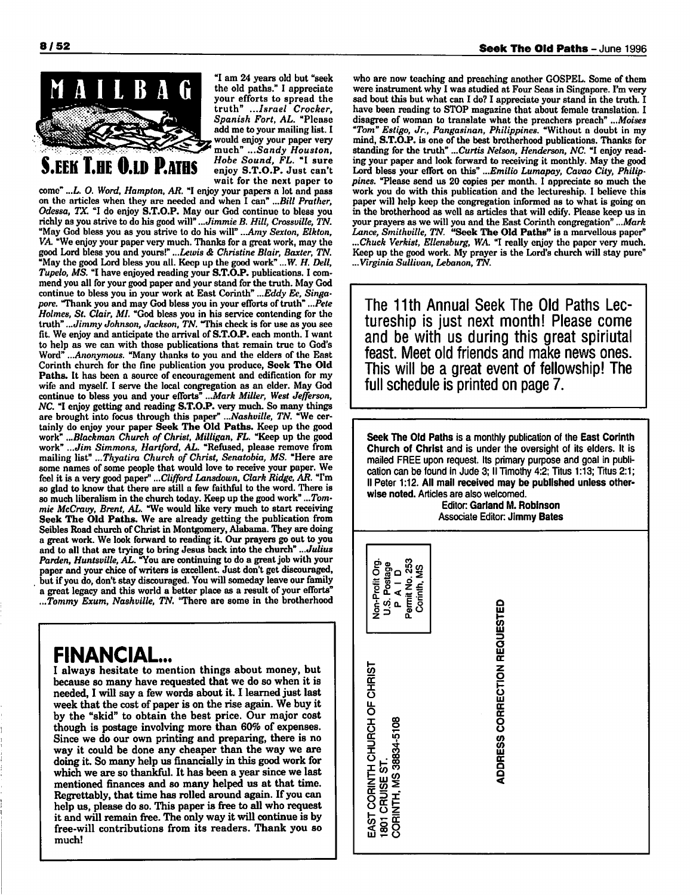# MAILBAG

## Seek The Old Paths

"I am 24 years old but "seek the old paths." I appreciate your efforts to spread the truth" *...Israel Crocker, Spanish Fort, AL.* "Please add me to your mailing list. I would enjoy your paper very much" *...Sandy Houston, Hobe Sound, FL.* "I sure enjoy **S.T.O.P.** Just can't wait for the next paper to come" *...L. O. Word, Hampton, AR.* "I enjoy your papers a lot and pass on the articles when they are needed and when I can" *...Bill Prather, Odessa, TX.* "I do enjoy **S.T.O.P.** May our God continue to bless you richly as you strive to do his good will" *...Jimmie B. Hill, Crossville, TN.* "May God bless you as you strive to do his will" *...Amy Sexton, Elkton, VA.* "We enjoy your paper very much. Thanks for a great work, may the good Lord bless you and yours!" *...Lewis & Christine Blair, Baxter, TN.* "May the good Lord bless you all. Keep up the good work" *...W. H. Dell, Tupelo, MS.* "I have enjoyed reading your **S.T.O.P.** publications. I commend you all for your good paper and your stand for the truth. May God continue to bless you in your work at East Corinth" *...Eddy Ee, Singapore.* "Thank you and may God bless you in your efforts of truth" *...Pete Holmes, St. Clair, MI.* "God bless you in his service contending for the truth" *...Jimmy Johnson, Jackson, TN.* "This check is for use as you see fit. We enjoy and anticipate the arrival of **S.T.O.P.** each month. I want to help as we can with those publications that remain true to God's Word" *...Anonymous.* "Many thanks to you and the elders of the East Corinth church for the fine publication you produce, **Seek The Old Paths.** It has been a source of encouragement and edification for my wife and myself. I serve the local congregation as an elder. May God continue to bless you and your efforts" *...Mark Miller, West Jefferson, NC.* "I enjoy getting and reading **S.T.O.P.** very much. So many things are brought into focus through this paper" *...Nashville, TN.* "We certainly do enjoy your paper **Seek The Old Paths.** Keep up the good work" *...Blackman Church of Christ, Milligan, FL.* "Keep up the good work" *...Jim Simmons, Hartford, AL.* "Refused, please remove from mailing list" *...Thyatira Church of Christ, Senatobia, MS.* "Here are some names of some people that would love to receive your paper. We feel it is a very good paper" *...Clifford Lansdown, Clark Ridge, AR.* "I'm so glad to know that there are still a few faithful to the word. There is so much liberalism in the church today. Keep up the good work" *...Tommie McCravy, Brent, AL.* "We would like very much to start receiving **Seek The Old Paths.** We are already getting the publication from Seibles Road church of Christ in Montgomery, Alabama. They are doing a great work. We look forward to reading it. Our prayers go out to you and to all that are trying to bring Jesus back into the church" *...Julius Parden, Huntsville, AL.* "You are continuing to do a great job with your paper and your chice of writers is excellent. Just don't get discouraged, but if you do, don't stay discouraged. You will someday leave our family a great legacy and this world a better place as a result of your efforts" *...Tommy Exum, Nashville, TN.* "There are some in the brotherhood who are now teaching and preaching another GOSPEL. Some of them were instrument why I was studied at Four Seas in Singapore. I'm very sad bout this but what can I do? I appreciate your stand in the truth. I have been reading to STOP magazine that about female translation. I disagree of woman to translate what the preachers preach" *...Moises "Tom" Estigo, Jr., Pangasinan, Philippines.* "Without a doubt in my mind, **S.T.O.P.** is one of the best brotherhood publications. Thanks for standing for the truth" *...Curtis Nelson, Henderson, NC.* "I enjoy reading your paper and look forward to receiving it monthly. May the good Lord bless your effort on this" *...Emilio Lumapay, Cavao City, Philippines.* "Please send us 20 copies per month. I appreciate so much the work you do with this publication and the lectureship. I believe this paper will help keep the congregation informed as to what is going on in the brotherhood as well as articles that will edify. Please keep us in your prayers as we will you and the East Corinth congregation" *...Mark Lance, Smithville, TN.* **"Seek The Old Paths"** is a marvellous paper" *...Chuck Verkist, Ellensburg, WA.* "I really enjoy the paper very much. Keep up the good work. My prayer is the Lord's church will stay pure" *...Virginia Sullivan, Lebanon, TN.*

## FINANCIAL...

**I always hesitate to mention things about money, but because so many have requested that we do so when it is needed, I will say a few words about it. I learned just last week that the cost of paper is on the rise again. We buy it by the "skid" to obtain the best price. Our major cost though is postage involving more than 60% of expenses. Since we do our own printing and preparing, there is no way it could be done any cheaper than the way we are doing it. So many help us financially in this good work for which we are so thankful. It has been a year since we last mentioned finances and so many helped us at that time. Regrettably, that time has rolled around again. If you can help us, please do so. This paper is free to all who request it and will remain free. The only way it will continue is by free-will contributions from its readers. Thank you so much!**

---

The 11th Annual Seek The Old Paths Lectureship is just next month! Please come and be with us during this great spiriutal feast. Meet old friends and make news ones. This will be a great event of fellowship! The full schedule is printed on page 7.

---

**Seek The Old Paths** is a monthly publication of the **East Corinth Church of Christ** and is under the oversight of its elders. It is mailed FREE upon request. Its primary purpose and goal in publication can be found in Jude 3; II Timothy 4:2; Titus 1:13; Titus 2:1; II Peter 1:12. **All mail received may be published unless otherwise noted.** Articles are also welcomed.

Editor: **Garland M. Robinson**
Associate Editor: **Jimmy Bates**

EAST CORINTH CHURCH OF CHRIST
1801 CRUISE ST.
CORINTH, MS 38834-5108

Non-Profit Org.
U.S. Postage
P A I D
Permit No. 253
Corinth, MS

**ADDRESS CORRECTION REQUESTED**